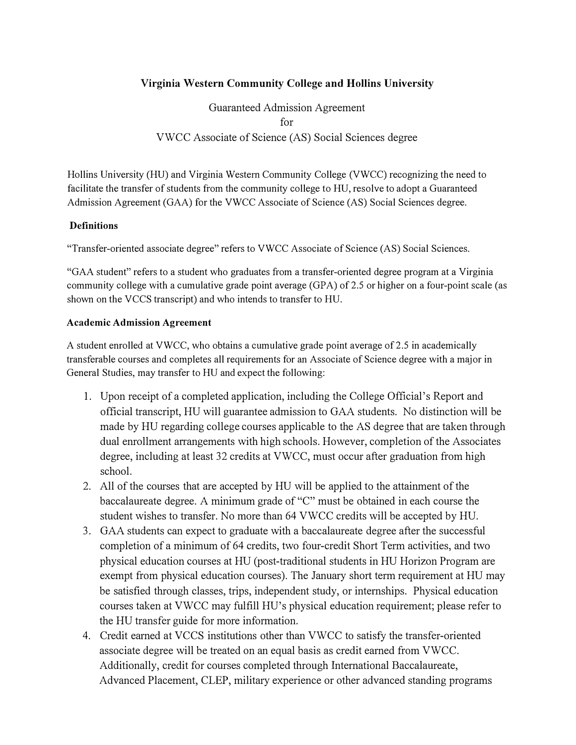# Virginia Western Community College and Hollins University

Guaranteed Admission Agreement
for
VWCC Associate of Science (AS) Social Sciences degree

Hollins University (HU) and Virginia Western Community College (VWCC) recognizing the need to facilitate the transfer of students from the community college to HU, resolve to adopt a Guaranteed Admission Agreement (GAA) for the VWCC Associate of Science (AS) Social Sciences degree.

## Definitions

"Transfer-oriented associate degree" refers to VWCC Associate of Science (AS) Social Sciences.

"GAA student" refers to a student who graduates from a transfer-oriented degree program at a Virginia community college with a cumulative grade point average (GPA) of 2.5 or higher on a four-point scale (as shown on the VCCS transcript) and who intends to transfer to HU.

## Academic Admission Agreement

A student enrolled at VWCC, who obtains a cumulative grade point average of 2.5 in academically transferable courses and completes all requirements for an Associate of Science degree with a major in General Studies, may transfer to HU and expect the following:

1. Upon receipt of a completed application, including the College Official's Report and official transcript, HU will guarantee admission to GAA students. No distinction will be made by HU regarding college courses applicable to the AS degree that are taken through dual enrollment arrangements with high schools. However, completion of the Associates degree, including at least 32 credits at VWCC, must occur after graduation from high school.
2. All of the courses that are accepted by HU will be applied to the attainment of the baccalaureate degree. A minimum grade of "C" must be obtained in each course the student wishes to transfer. No more than 64 VWCC credits will be accepted by HU.
3. GAA students can expect to graduate with a baccalaureate degree after the successful completion of a minimum of 64 credits, two four-credit Short Term activities, and two physical education courses at HU (post-traditional students in HU Horizon Program are exempt from physical education courses). The January short term requirement at HU may be satisfied through classes, trips, independent study, or internships. Physical education courses taken at VWCC may fulfill HU's physical education requirement; please refer to the HU transfer guide for more information.
4. Credit earned at VCCS institutions other than VWCC to satisfy the transfer-oriented associate degree will be treated on an equal basis as credit earned from VWCC. Additionally, credit for courses completed through International Baccalaureate, Advanced Placement, CLEP, military experience or other advanced standing programs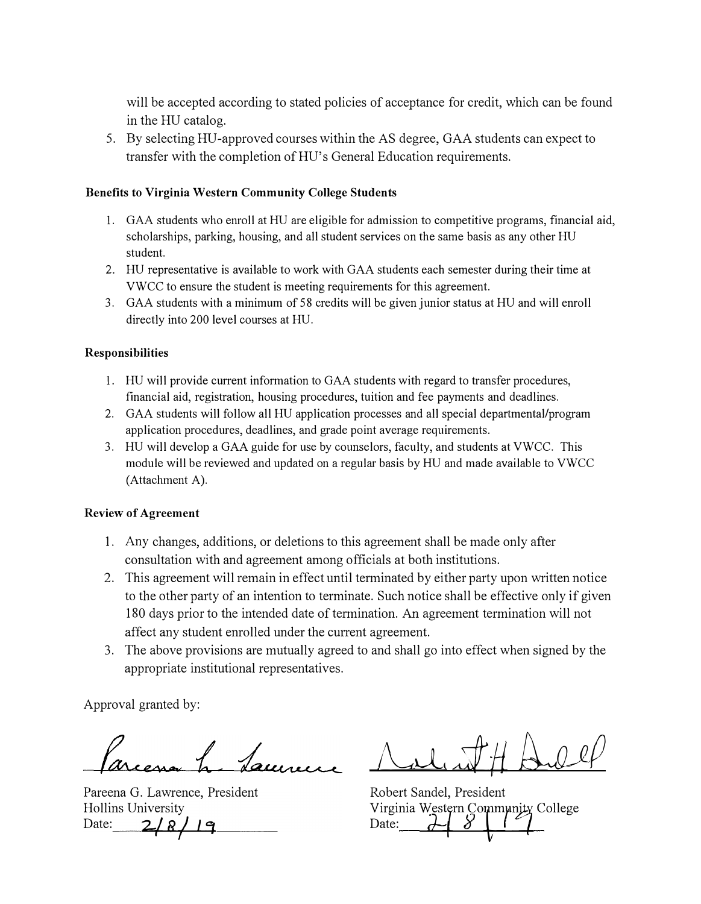will be accepted according to stated policies of acceptance for credit, which can be found in the HU catalog.

5. By selecting HU-approved courses within the AS degree, GAA students can expect to transfer with the completion of HU's General Education requirements.

**Benefits to Virginia Western Community College Students**

1. GAA students who enroll at HU are eligible for admission to competitive programs, financial aid, scholarships, parking, housing, and all student services on the same basis as any other HU student.
2. HU representative is available to work with GAA students each semester during their time at VWCC to ensure the student is meeting requirements for this agreement.
3. GAA students with a minimum of 58 credits will be given junior status at HU and will enroll directly into 200 level courses at HU.

**Responsibilities**

1. HU will provide current information to GAA students with regard to transfer procedures, financial aid, registration, housing procedures, tuition and fee payments and deadlines.
2. GAA students will follow all HU application processes and all special departmental/program application procedures, deadlines, and grade point average requirements.
3. HU will develop a GAA guide for use by counselors, faculty, and students at VWCC. This module will be reviewed and updated on a regular basis by HU and made available to VWCC (Attachment A).

**Review of Agreement**

1. Any changes, additions, or deletions to this agreement shall be made only after consultation with and agreement among officials at both institutions.
2. This agreement will remain in effect until terminated by either party upon written notice to the other party of an intention to terminate. Such notice shall be effective only if given 180 days prior to the intended date of termination. An agreement termination will not affect any student enrolled under the current agreement.
3. The above provisions are mutually agreed to and shall go into effect when signed by the appropriate institutional representatives.

Approval granted by:

Pareena G. Lawrence, President
Hollins University
Date: 2/8/19

Robert Sandel, President
Virginia Western Community College
Date: 2/8/19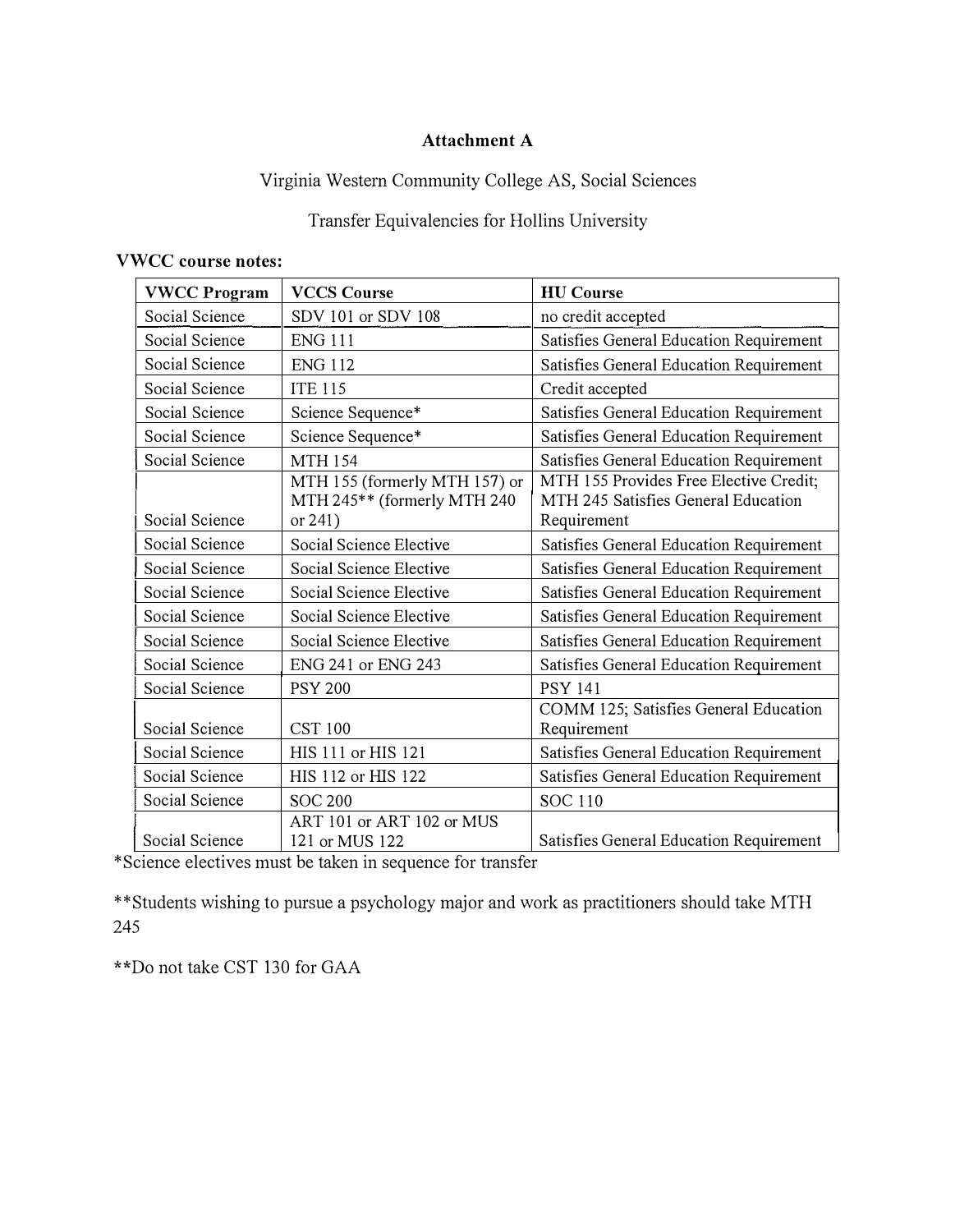**Attachment A**

Virginia Western Community College AS, Social Sciences

Transfer Equivalencies for Hollins University

**VWCC course notes:**

| VWCC Program | VCCS Course | HU Course |
|---|---|---|
| Social Science | SDV 101 or SDV 108 | no credit accepted |
| Social Science | ENG 111 | Satisfies General Education Requirement |
| Social Science | ENG 112 | Satisfies General Education Requirement |
| Social Science | ITE 115 | Credit accepted |
| Social Science | Science Sequence* | Satisfies General Education Requirement |
| Social Science | Science Sequence* | Satisfies General Education Requirement |
| Social Science | MTH 154 | Satisfies General Education Requirement |
| Social Science | MTH 155 (formerly MTH 157) or MTH 245** (formerly MTH 240 or 241) | MTH 155 Provides Free Elective Credit; MTH 245 Satisfies General Education Requirement |
| Social Science | Social Science Elective | Satisfies General Education Requirement |
| Social Science | Social Science Elective | Satisfies General Education Requirement |
| Social Science | Social Science Elective | Satisfies General Education Requirement |
| Social Science | Social Science Elective | Satisfies General Education Requirement |
| Social Science | Social Science Elective | Satisfies General Education Requirement |
| Social Science | ENG 241 or ENG 243 | Satisfies General Education Requirement |
| Social Science | PSY 200 | PSY 141 |
| Social Science | CST 100 | COMM 125; Satisfies General Education Requirement |
| Social Science | HIS 111 or HIS 121 | Satisfies General Education Requirement |
| Social Science | HIS 112 or HIS 122 | Satisfies General Education Requirement |
| Social Science | SOC 200 | SOC 110 |
| Social Science | ART 101 or ART 102 or MUS 121 or MUS 122 | Satisfies General Education Requirement |

*Science electives must be taken in sequence for transfer

**Students wishing to pursue a psychology major and work as practitioners should take MTH 245

**Do not take CST 130 for GAA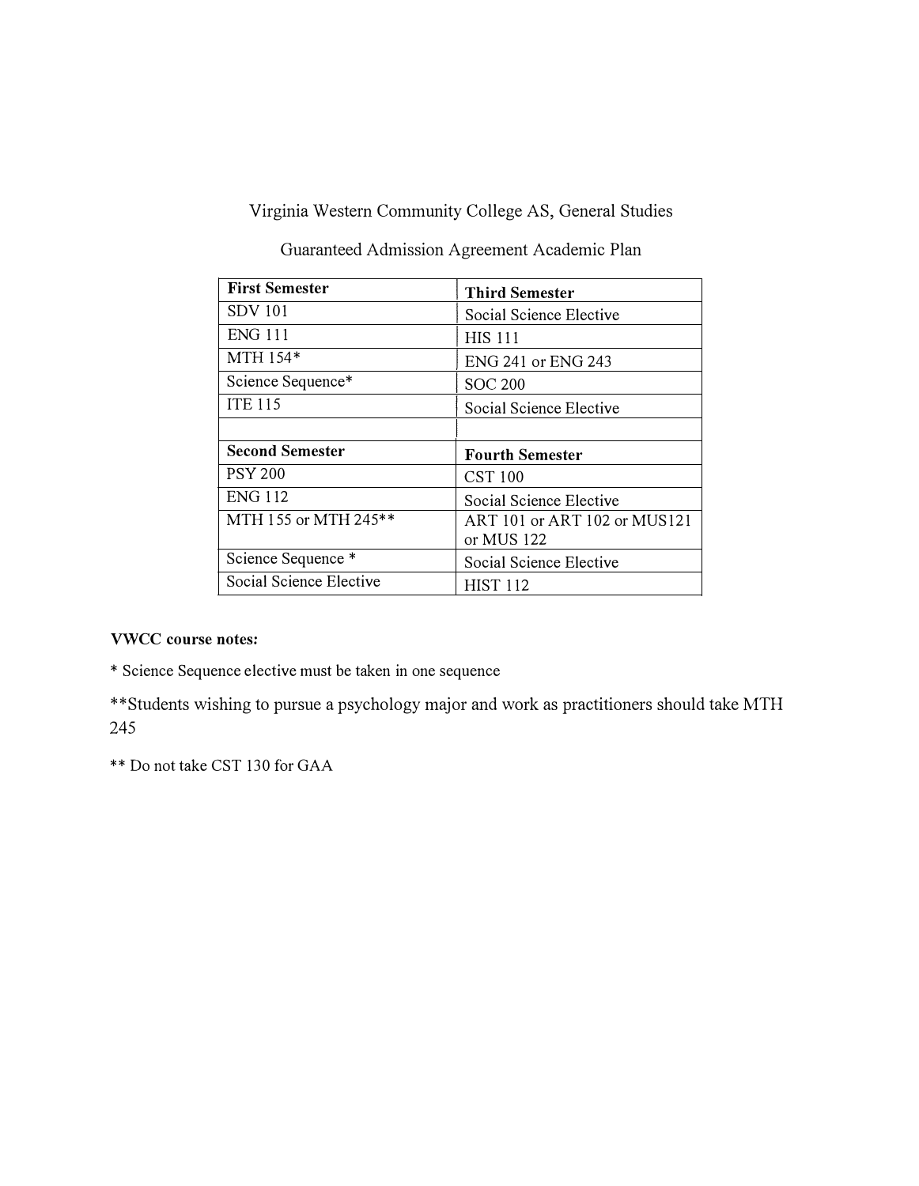Virginia Western Community College AS, General Studies

Guaranteed Admission Agreement Academic Plan

| | |
|---|---|
| **First Semester** | **Third Semester** |
| SDV 101 | Social Science Elective |
| ENG 111 | HIS 111 |
| MTH 154* | ENG 241 or ENG 243 |
| Science Sequence* | SOC 200 |
| ITE 115 | Social Science Elective |
| | |
| **Second Semester** | **Fourth Semester** |
| PSY 200 | CST 100 |
| ENG 112 | Social Science Elective |
| MTH 155 or MTH 245** | ART 101 or ART 102 or MUS121 or MUS 122 |
| Science Sequence * | Social Science Elective |
| Social Science Elective | HIST 112 |

**VWCC course notes:**

* Science Sequence elective must be taken in one sequence

**Students wishing to pursue a psychology major and work as practitioners should take MTH 245

** Do not take CST 130 for GAA